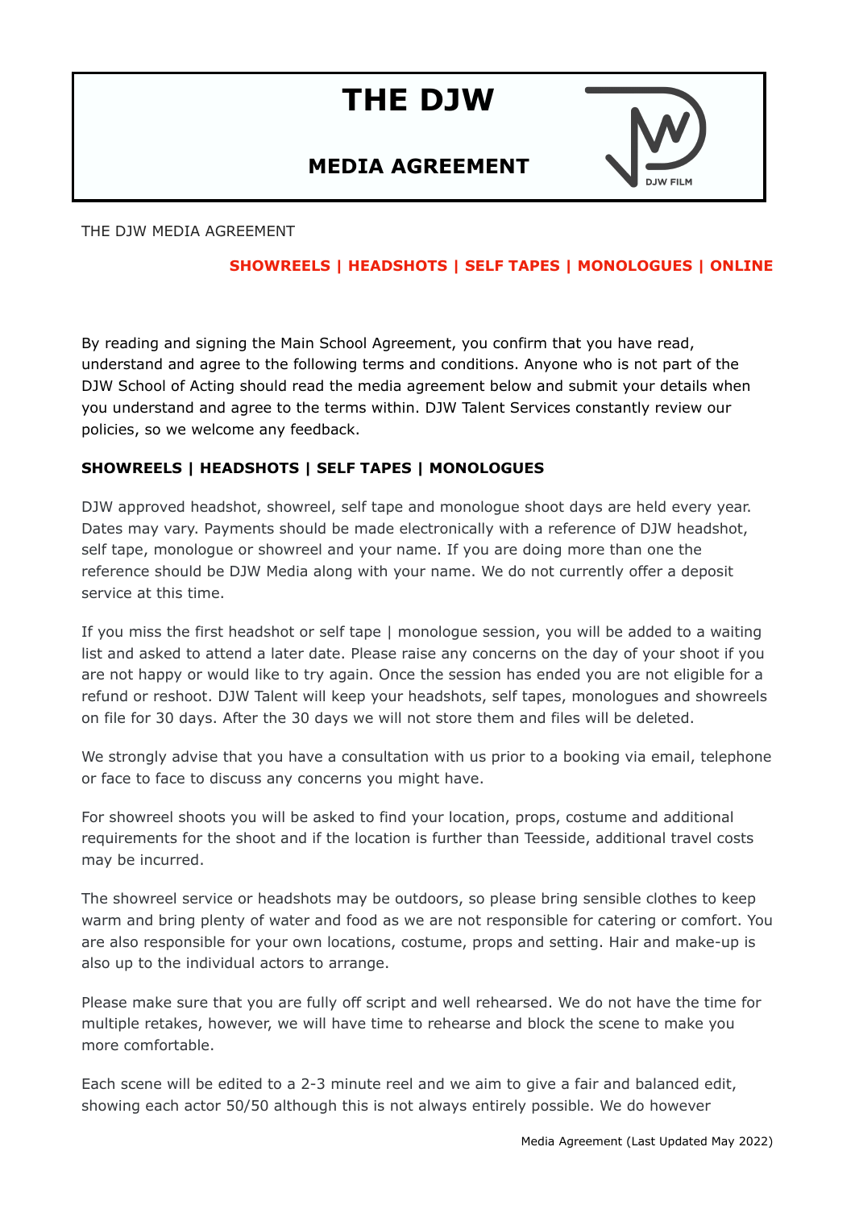# THE DJW

## MEDIA AGREEMENT

DJW FILM

THE DJW MEDIA AGREEMENT

**SHOWREELS | HEADSHOTS | SELF TAPES | MONOLOGUES | ONLINE**

By reading and signing the Main School Agreement, you confirm that you have read, understand and agree to the following terms and conditions. Anyone who is not part of the DJW School of Acting should read the media agreement below and submit your details when you understand and agree to the terms within. DJW Talent Services constantly review our policies, so we welcome any feedback.

**SHOWREELS | HEADSHOTS | SELF TAPES | MONOLOGUES**

DJW approved headshot, showreel, self tape and monologue shoot days are held every year. Dates may vary. Payments should be made electronically with a reference of DJW headshot, self tape, monologue or showreel and your name. If you are doing more than one the reference should be DJW Media along with your name. We do not currently offer a deposit service at this time.

If you miss the first headshot or self tape | monologue session, you will be added to a waiting list and asked to attend a later date. Please raise any concerns on the day of your shoot if you are not happy or would like to try again. Once the session has ended you are not eligible for a refund or reshoot. DJW Talent will keep your headshots, self tapes, monologues and showreels on file for 30 days. After the 30 days we will not store them and files will be deleted.

We strongly advise that you have a consultation with us prior to a booking via email, telephone or face to face to discuss any concerns you might have.

For showreel shoots you will be asked to find your location, props, costume and additional requirements for the shoot and if the location is further than Teesside, additional travel costs may be incurred.

The showreel service or headshots may be outdoors, so please bring sensible clothes to keep warm and bring plenty of water and food as we are not responsible for catering or comfort. You are also responsible for your own locations, costume, props and setting. Hair and make-up is also up to the individual actors to arrange.

Please make sure that you are fully off script and well rehearsed. We do not have the time for multiple retakes, however, we will have time to rehearse and block the scene to make you more comfortable.

Each scene will be edited to a 2-3 minute reel and we aim to give a fair and balanced edit, showing each actor 50/50 although this is not always entirely possible. We do however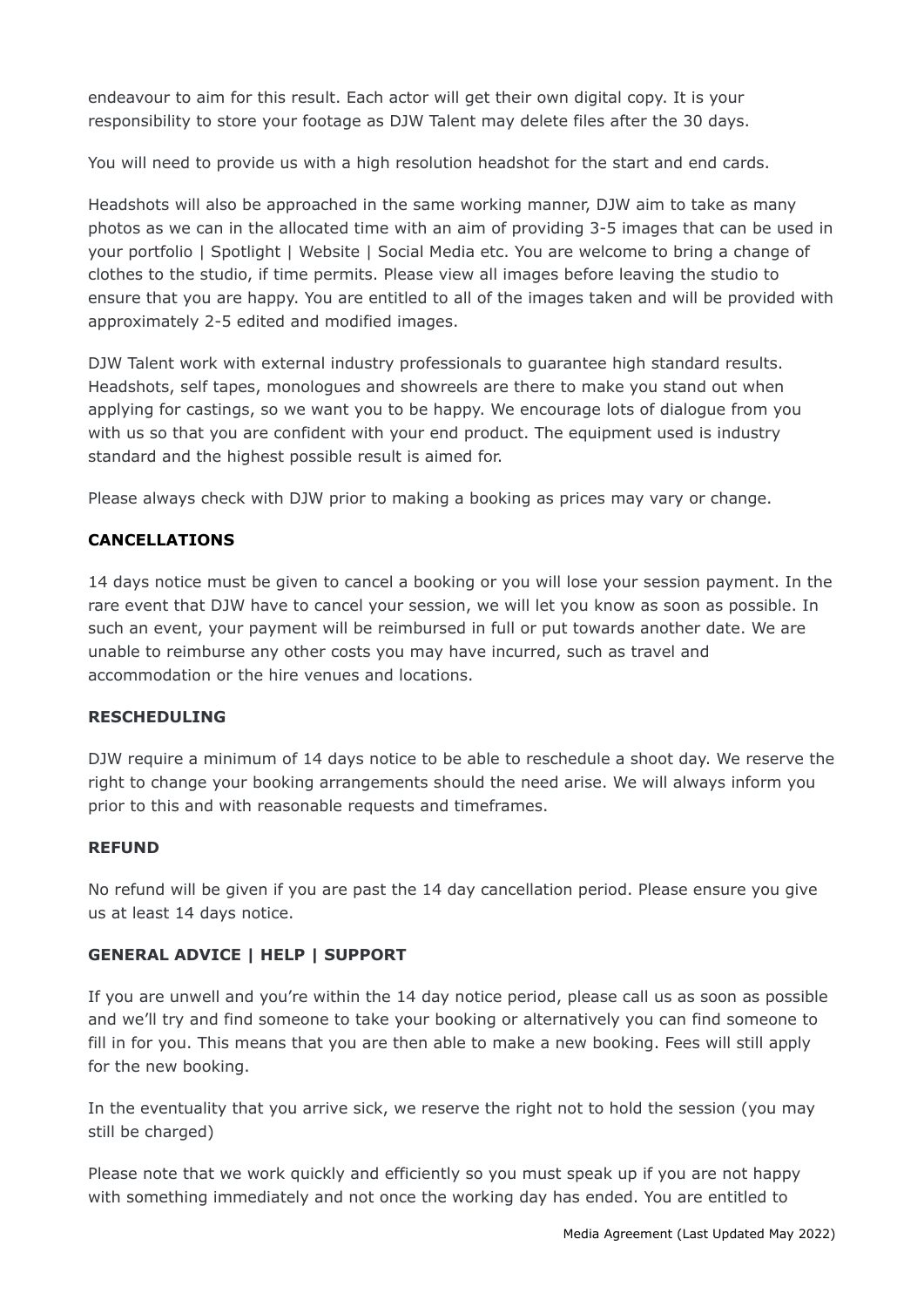endeavour to aim for this result. Each actor will get their own digital copy. It is your responsibility to store your footage as DJW Talent may delete files after the 30 days.

You will need to provide us with a high resolution headshot for the start and end cards.

Headshots will also be approached in the same working manner, DJW aim to take as many photos as we can in the allocated time with an aim of providing 3-5 images that can be used in your portfolio | Spotlight | Website | Social Media etc. You are welcome to bring a change of clothes to the studio, if time permits. Please view all images before leaving the studio to ensure that you are happy. You are entitled to all of the images taken and will be provided with approximately 2-5 edited and modified images.

DJW Talent work with external industry professionals to guarantee high standard results. Headshots, self tapes, monologues and showreels are there to make you stand out when applying for castings, so we want you to be happy. We encourage lots of dialogue from you with us so that you are confident with your end product. The equipment used is industry standard and the highest possible result is aimed for.

Please always check with DJW prior to making a booking as prices may vary or change.

**CANCELLATIONS**

14 days notice must be given to cancel a booking or you will lose your session payment. In the rare event that DJW have to cancel your session, we will let you know as soon as possible. In such an event, your payment will be reimbursed in full or put towards another date. We are unable to reimburse any other costs you may have incurred, such as travel and accommodation or the hire venues and locations.

**RESCHEDULING**

DJW require a minimum of 14 days notice to be able to reschedule a shoot day. We reserve the right to change your booking arrangements should the need arise. We will always inform you prior to this and with reasonable requests and timeframes.

**REFUND**

No refund will be given if you are past the 14 day cancellation period. Please ensure you give us at least 14 days notice.

**GENERAL ADVICE | HELP | SUPPORT**

If you are unwell and you're within the 14 day notice period, please call us as soon as possible and we'll try and find someone to take your booking or alternatively you can find someone to fill in for you. This means that you are then able to make a new booking. Fees will still apply for the new booking.

In the eventuality that you arrive sick, we reserve the right not to hold the session (you may still be charged)

Please note that we work quickly and efficiently so you must speak up if you are not happy with something immediately and not once the working day has ended. You are entitled to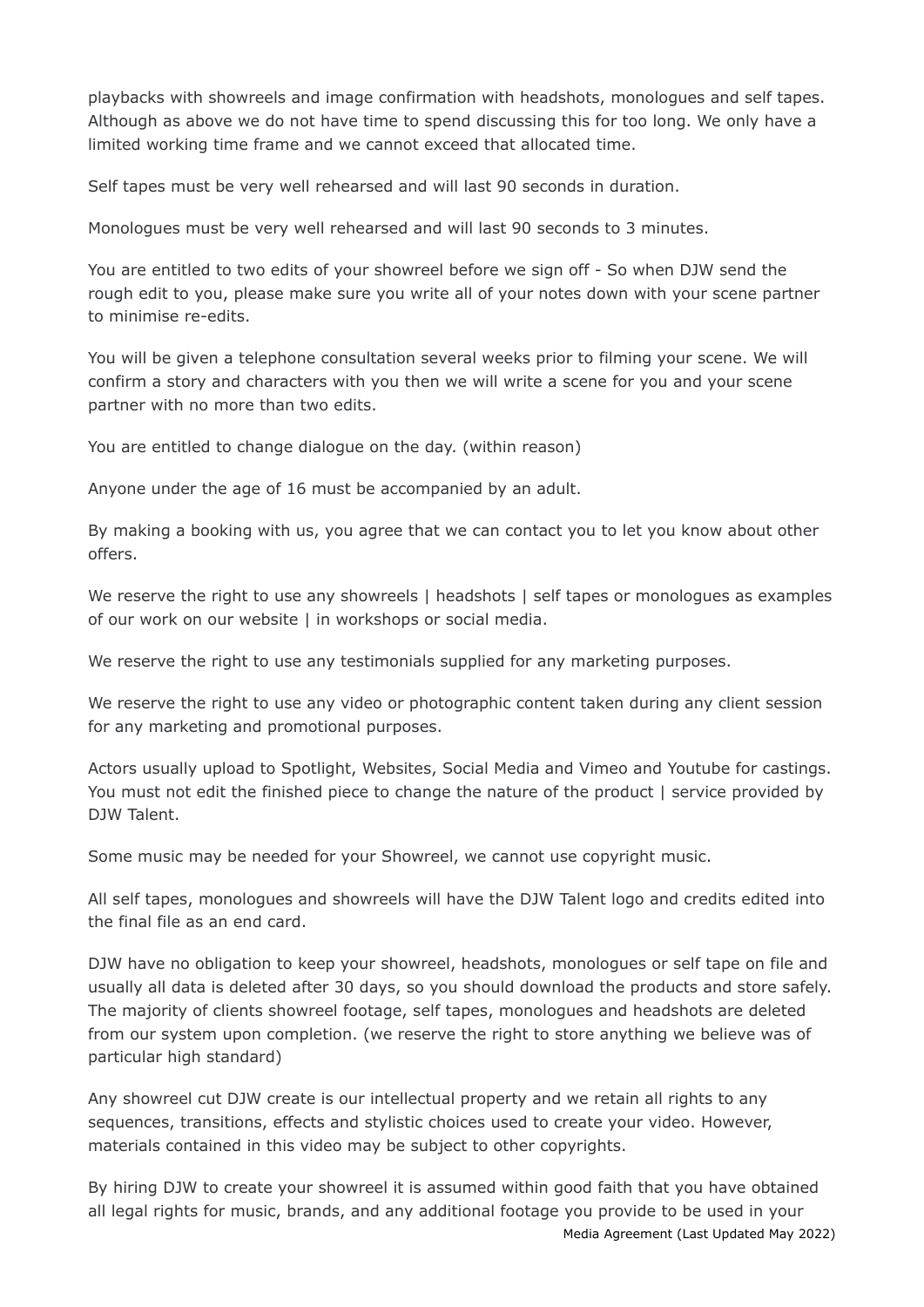playbacks with showreels and image confirmation with headshots, monologues and self tapes. Although as above we do not have time to spend discussing this for too long. We only have a limited working time frame and we cannot exceed that allocated time.

Self tapes must be very well rehearsed and will last 90 seconds in duration.

Monologues must be very well rehearsed and will last 90 seconds to 3 minutes.

You are entitled to two edits of your showreel before we sign off - So when DJW send the rough edit to you, please make sure you write all of your notes down with your scene partner to minimise re-edits.

You will be given a telephone consultation several weeks prior to filming your scene. We will confirm a story and characters with you then we will write a scene for you and your scene partner with no more than two edits.

You are entitled to change dialogue on the day. (within reason)

Anyone under the age of 16 must be accompanied by an adult.

By making a booking with us, you agree that we can contact you to let you know about other offers.

We reserve the right to use any showreels | headshots | self tapes or monologues as examples of our work on our website | in workshops or social media.

We reserve the right to use any testimonials supplied for any marketing purposes.

We reserve the right to use any video or photographic content taken during any client session for any marketing and promotional purposes.

Actors usually upload to Spotlight, Websites, Social Media and Vimeo and Youtube for castings. You must not edit the finished piece to change the nature of the product | service provided by DJW Talent.

Some music may be needed for your Showreel, we cannot use copyright music.

All self tapes, monologues and showreels will have the DJW Talent logo and credits edited into the final file as an end card.

DJW have no obligation to keep your showreel, headshots, monologues or self tape on file and usually all data is deleted after 30 days, so you should download the products and store safely. The majority of clients showreel footage, self tapes, monologues and headshots are deleted from our system upon completion. (we reserve the right to store anything we believe was of particular high standard)

Any showreel cut DJW create is our intellectual property and we retain all rights to any sequences, transitions, effects and stylistic choices used to create your video. However, materials contained in this video may be subject to other copyrights.

By hiring DJW to create your showreel it is assumed within good faith that you have obtained all legal rights for music, brands, and any additional footage you provide to be used in your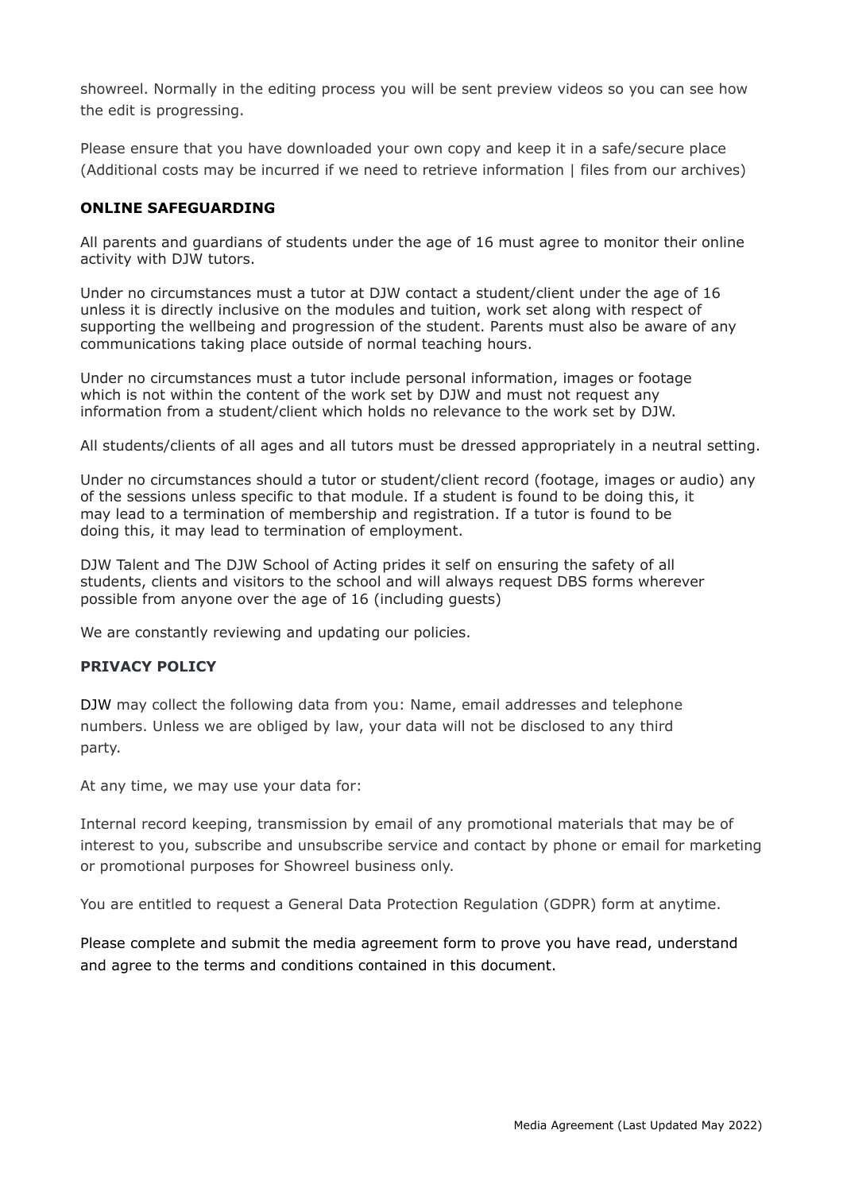showreel. Normally in the editing process you will be sent preview videos so you can see how the edit is progressing.

Please ensure that you have downloaded your own copy and keep it in a safe/secure place (Additional costs may be incurred if we need to retrieve information | files from our archives)

**ONLINE SAFEGUARDING**

All parents and guardians of students under the age of 16 must agree to monitor their online activity with DJW tutors.

Under no circumstances must a tutor at DJW contact a student/client under the age of 16 unless it is directly inclusive on the modules and tuition, work set along with respect of supporting the wellbeing and progression of the student. Parents must also be aware of any communications taking place outside of normal teaching hours.

Under no circumstances must a tutor include personal information, images or footage which is not within the content of the work set by DJW and must not request any information from a student/client which holds no relevance to the work set by DJW.

All students/clients of all ages and all tutors must be dressed appropriately in a neutral setting.

Under no circumstances should a tutor or student/client record (footage, images or audio) any of the sessions unless specific to that module. If a student is found to be doing this, it may lead to a termination of membership and registration. If a tutor is found to be doing this, it may lead to termination of employment.

DJW Talent and The DJW School of Acting prides it self on ensuring the safety of all students, clients and visitors to the school and will always request DBS forms wherever possible from anyone over the age of 16 (including guests)

We are constantly reviewing and updating our policies.

**PRIVACY POLICY**

DJW may collect the following data from you: Name, email addresses and telephone numbers. Unless we are obliged by law, your data will not be disclosed to any third party.

At any time, we may use your data for:

Internal record keeping, transmission by email of any promotional materials that may be of interest to you, subscribe and unsubscribe service and contact by phone or email for marketing or promotional purposes for Showreel business only.

You are entitled to request a General Data Protection Regulation (GDPR) form at anytime.

Please complete and submit the media agreement form to prove you have read, understand and agree to the terms and conditions contained in this document.

Media Agreement (Last Updated May 2022)